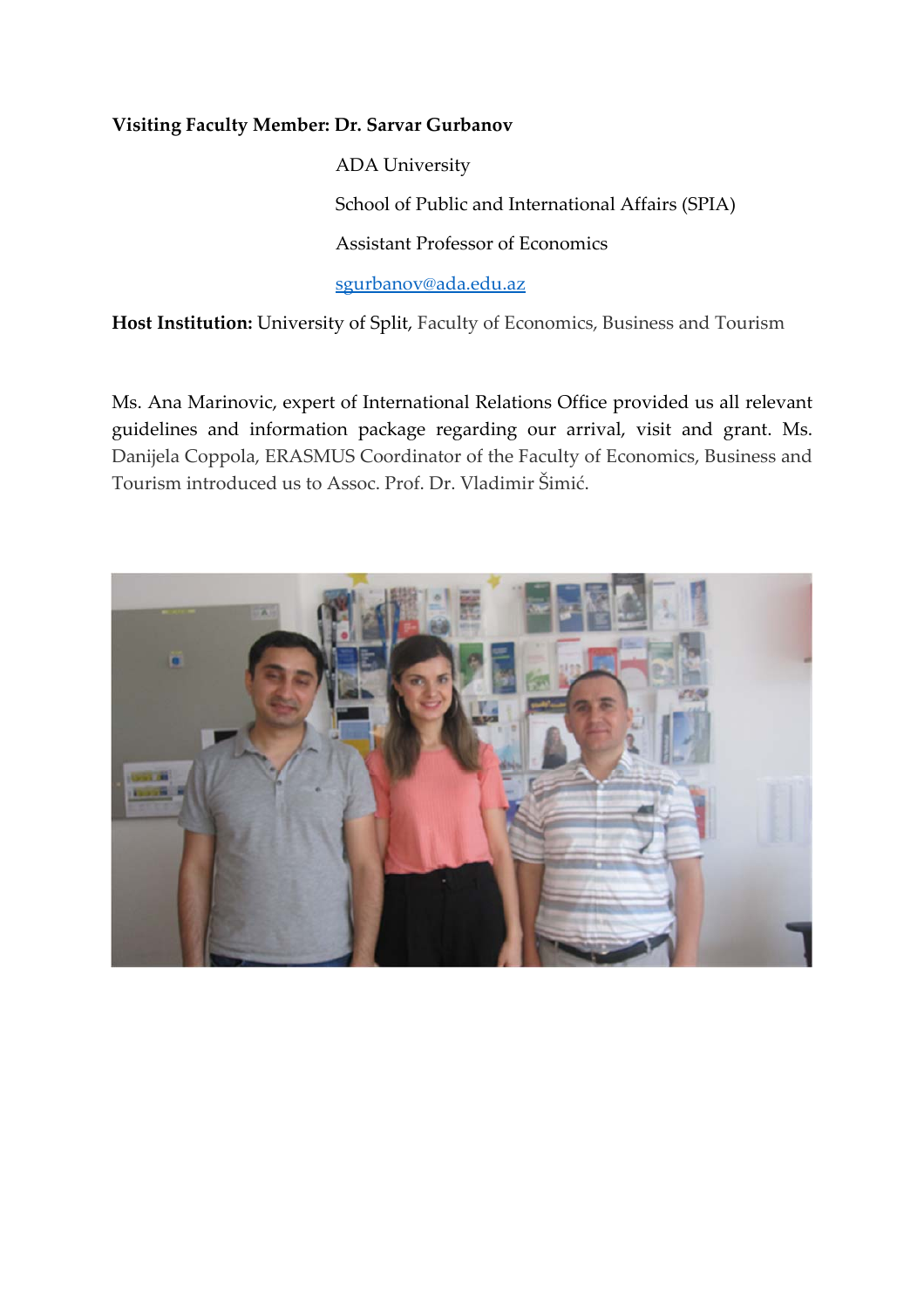**Visiting Faculty Member: Dr. Sarvar Gurbanov**

ADA University

School of Public and International Affairs (SPIA)

Assistant Professor of Economics

sgurbanov@ada.edu.az

**Host Institution:** University of Split, Faculty of Economics, Business and Tourism

Ms. Ana Marinovic, expert of International Relations Office provided us all relevant guidelines and information package regarding our arrival, visit and grant. Ms. Danijela Coppola, ERASMUS Coordinator of the Faculty of Economics, Business and Tourism introduced us to Assoc. Prof. Dr. Vladimir Šimić.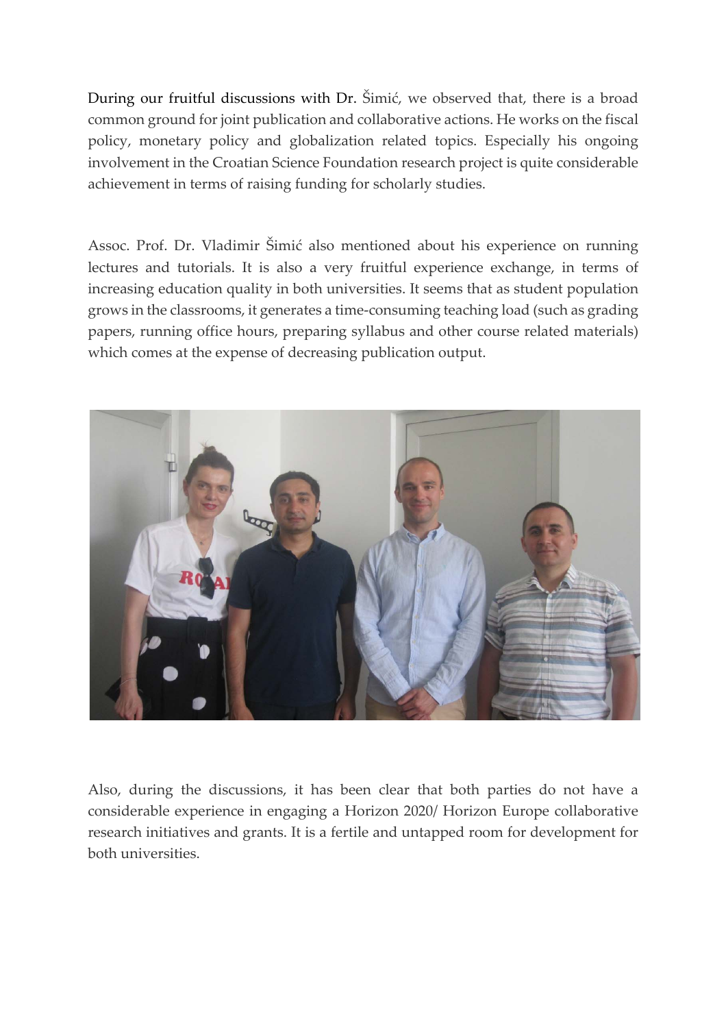During our fruitful discussions with Dr. Šimić, we observed that, there is a broad common ground for joint publication and collaborative actions. He works on the fiscal policy, monetary policy and globalization related topics. Especially his ongoing involvement in the Croatian Science Foundation research project is quite considerable achievement in terms of raising funding for scholarly studies.

Assoc. Prof. Dr. Vladimir Šimić also mentioned about his experience on running lectures and tutorials. It is also a very fruitful experience exchange, in terms of increasing education quality in both universities. It seems that as student population grows in the classrooms, it generates a time-consuming teaching load (such as grading papers, running office hours, preparing syllabus and other course related materials) which comes at the expense of decreasing publication output.

Also, during the discussions, it has been clear that both parties do not have a considerable experience in engaging a Horizon 2020/ Horizon Europe collaborative research initiatives and grants. It is a fertile and untapped room for development for both universities.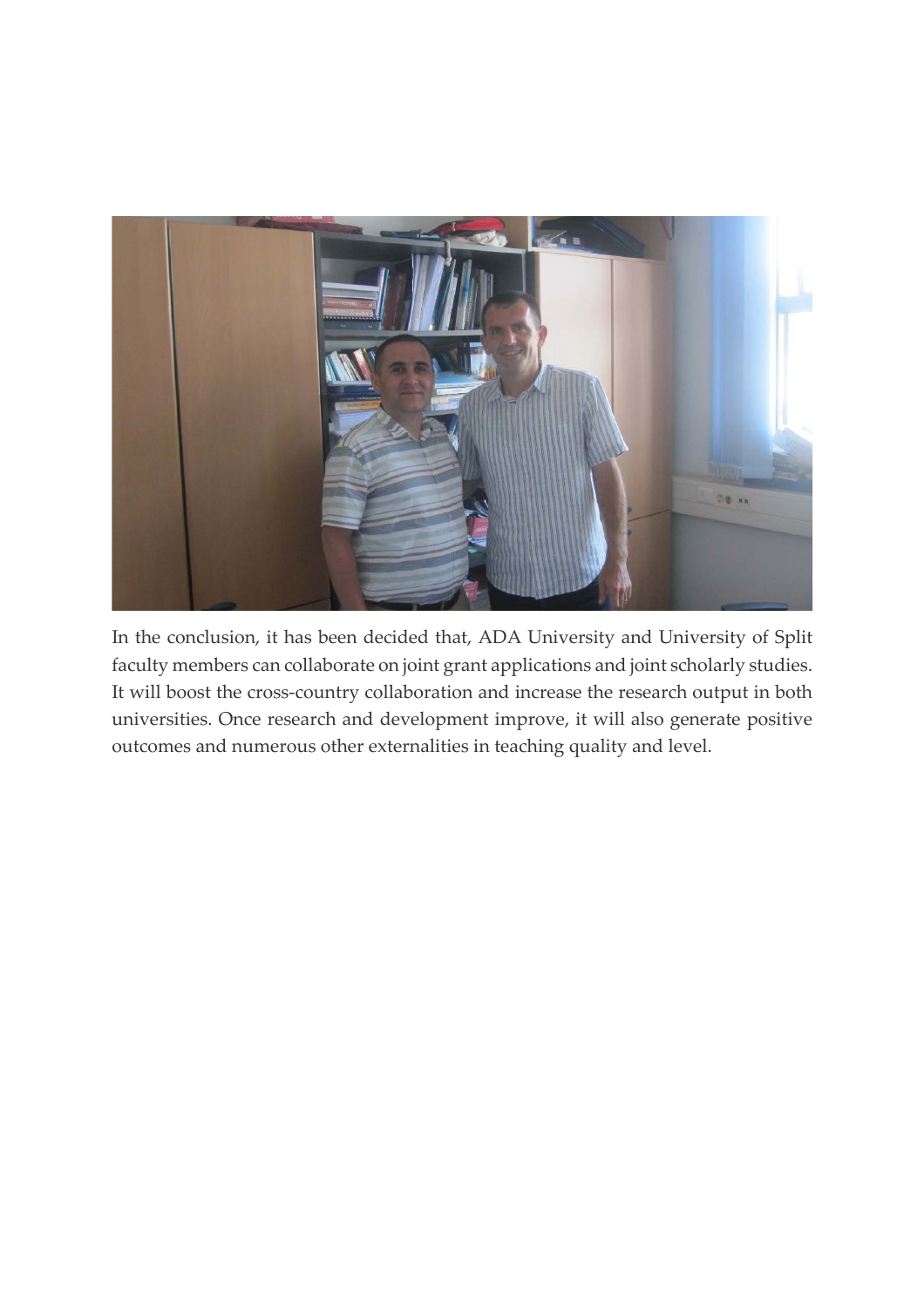In the conclusion, it has been decided that, ADA University and University of Split faculty members can collaborate on joint grant applications and joint scholarly studies. It will boost the cross-country collaboration and increase the research output in both universities. Once research and development improve, it will also generate positive outcomes and numerous other externalities in teaching quality and level.